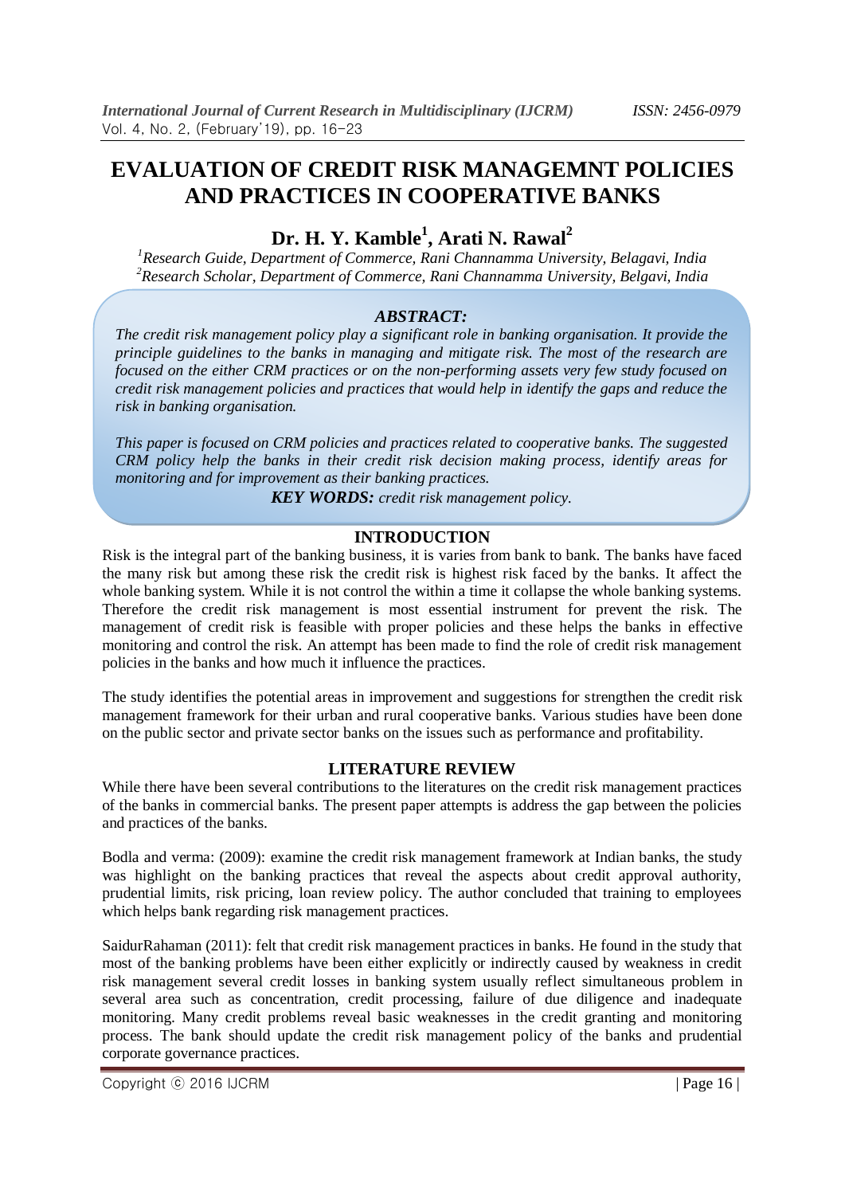# EVALUATION OF CREDIT RISK MANAGEMNT POLICIES AND PRACTICES IN COOPERATIVE BANKS

**Dr. H. Y. Kamble[1], Arati N. Rawal[2]**

*[1]Research Guide, Department of Commerce, Rani Channamma University, Belagavi, India*
*[2]Research Scholar, Department of Commerce, Rani Channamma University, Belgavi, India*

### *ABSTRACT:*

*The credit risk management policy play a significant role in banking organisation. It provide the principle guidelines to the banks in managing and mitigate risk. The most of the research are focused on the either CRM practices or on the non-performing assets very few study focused on credit risk management policies and practices that would help in identify the gaps and reduce the risk in banking organisation.*

*This paper is focused on CRM policies and practices related to cooperative banks. The suggested CRM policy help the banks in their credit risk decision making process, identify areas for monitoring and for improvement as their banking practices.*

***KEY WORDS:*** *credit risk management policy.*

## INTRODUCTION

Risk is the integral part of the banking business, it is varies from bank to bank. The banks have faced the many risk but among these risk the credit risk is highest risk faced by the banks. It affect the whole banking system. While it is not control the within a time it collapse the whole banking systems. Therefore the credit risk management is most essential instrument for prevent the risk. The management of credit risk is feasible with proper policies and these helps the banks in effective monitoring and control the risk. An attempt has been made to find the role of credit risk management policies in the banks and how much it influence the practices.

The study identifies the potential areas in improvement and suggestions for strengthen the credit risk management framework for their urban and rural cooperative banks. Various studies have been done on the public sector and private sector banks on the issues such as performance and profitability.

## LITERATURE REVIEW

While there have been several contributions to the literatures on the credit risk management practices of the banks in commercial banks. The present paper attempts is address the gap between the policies and practices of the banks.

Bodla and verma: (2009): examine the credit risk management framework at Indian banks, the study was highlight on the banking practices that reveal the aspects about credit approval authority, prudential limits, risk pricing, loan review policy. The author concluded that training to employees which helps bank regarding risk management practices.

SaidurRahaman (2011): felt that credit risk management practices in banks. He found in the study that most of the banking problems have been either explicitly or indirectly caused by weakness in credit risk management several credit losses in banking system usually reflect simultaneous problem in several area such as concentration, credit processing, failure of due diligence and inadequate monitoring. Many credit problems reveal basic weaknesses in the credit granting and monitoring process. The bank should update the credit risk management policy of the banks and prudential corporate governance practices.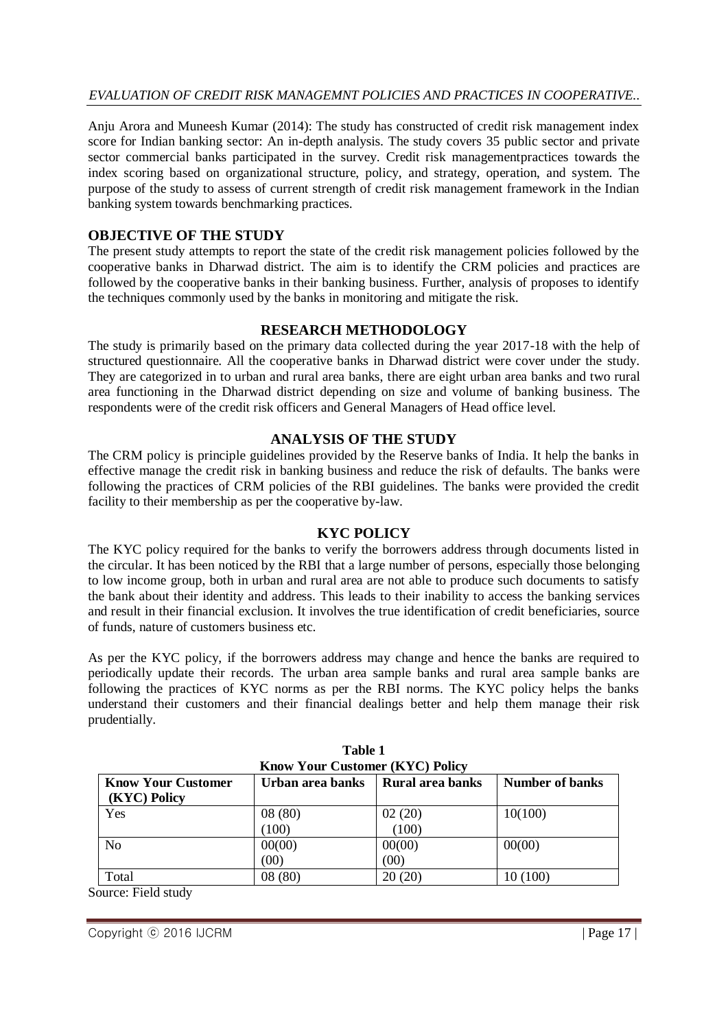Anju Arora and Muneesh Kumar (2014): The study has constructed of credit risk management index score for Indian banking sector: An in-depth analysis. The study covers 35 public sector and private sector commercial banks participated in the survey. Credit risk managementpractices towards the index scoring based on organizational structure, policy, and strategy, operation, and system. The purpose of the study to assess of current strength of credit risk management framework in the Indian banking system towards benchmarking practices.

## OBJECTIVE OF THE STUDY

The present study attempts to report the state of the credit risk management policies followed by the cooperative banks in Dharwad district. The aim is to identify the CRM policies and practices are followed by the cooperative banks in their banking business. Further, analysis of proposes to identify the techniques commonly used by the banks in monitoring and mitigate the risk.

## RESEARCH METHODOLOGY

The study is primarily based on the primary data collected during the year 2017-18 with the help of structured questionnaire. All the cooperative banks in Dharwad district were cover under the study. They are categorized in to urban and rural area banks, there are eight urban area banks and two rural area functioning in the Dharwad district depending on size and volume of banking business. The respondents were of the credit risk officers and General Managers of Head office level.

## ANALYSIS OF THE STUDY

The CRM policy is principle guidelines provided by the Reserve banks of India. It help the banks in effective manage the credit risk in banking business and reduce the risk of defaults. The banks were following the practices of CRM policies of the RBI guidelines. The banks were provided the credit facility to their membership as per the cooperative by-law.

## KYC POLICY

The KYC policy required for the banks to verify the borrowers address through documents listed in the circular. It has been noticed by the RBI that a large number of persons, especially those belonging to low income group, both in urban and rural area are not able to produce such documents to satisfy the bank about their identity and address. This leads to their inability to access the banking services and result in their financial exclusion. It involves the true identification of credit beneficiaries, source of funds, nature of customers business etc.

As per the KYC policy, if the borrowers address may change and hence the banks are required to periodically update their records. The urban area sample banks and rural area sample banks are following the practices of KYC norms as per the RBI norms. The KYC policy helps the banks understand their customers and their financial dealings better and help them manage their risk prudentially.

**Table 1**
**Know Your Customer (KYC) Policy**

| Know Your Customer (KYC) Policy | Urban area banks | Rural area banks | Number of banks |
|---|---|---|---|
| Yes | 08 (80) (100) | 02 (20) (100) | 10(100) |
| No | 00(00) (00) | 00(00) (00) | 00(00) |
| Total | 08 (80) | 20 (20) | 10 (100) |

Source: Field study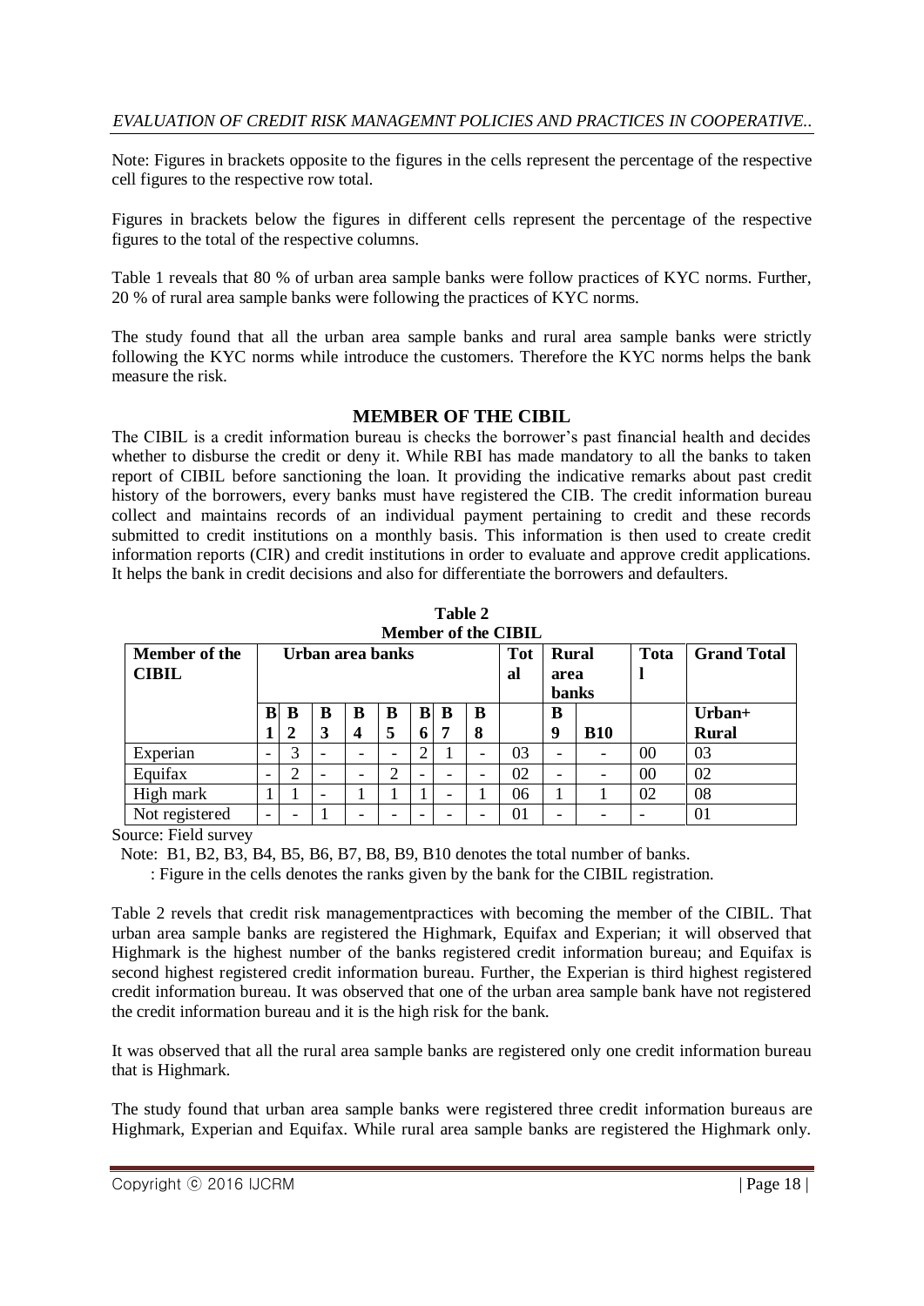Note: Figures in brackets opposite to the figures in the cells represent the percentage of the respective cell figures to the respective row total.

Figures in brackets below the figures in different cells represent the percentage of the respective figures to the total of the respective columns.

Table 1 reveals that 80 % of urban area sample banks were follow practices of KYC norms. Further, 20 % of rural area sample banks were following the practices of KYC norms.

The study found that all the urban area sample banks and rural area sample banks were strictly following the KYC norms while introduce the customers. Therefore the KYC norms helps the bank measure the risk.

## MEMBER OF THE CIBIL

The CIBIL is a credit information bureau is checks the borrower's past financial health and decides whether to disburse the credit or deny it. While RBI has made mandatory to all the banks to taken report of CIBIL before sanctioning the loan. It providing the indicative remarks about past credit history of the borrowers, every banks must have registered the CIB. The credit information bureau collect and maintains records of an individual payment pertaining to credit and these records submitted to credit institutions on a monthly basis. This information is then used to create credit information reports (CIR) and credit institutions in order to evaluate and approve credit applications. It helps the bank in credit decisions and also for differentiate the borrowers and defaulters.

**Table 2**
**Member of the CIBIL**

| Member of the CIBIL | Urban area banks | | | | | | | | Total | Rural area banks | | Total | Grand Total |
|---|---|---|---|---|---|---|---|---|---|---|---|---|---|
| | B1 | B2 | B3 | B4 | B5 | B6 | B7 | B8 | | B9 | B10 | | Urban+ Rural |
| Experian | - | 3 | - | - | - | 2 | 1 | - | 03 | - | - | 00 | 03 |
| Equifax | - | 2 | - | - | 2 | - | - | - | 02 | - | - | 00 | 02 |
| High mark | 1 | 1 | - | 1 | 1 | 1 | - | 1 | 06 | 1 | 1 | 02 | 08 |
| Not registered | - | - | 1 | - | - | - | - | - | 01 | - | - | - | 01 |

Source: Field survey

Note: B1, B2, B3, B4, B5, B6, B7, B8, B9, B10 denotes the total number of banks.

: Figure in the cells denotes the ranks given by the bank for the CIBIL registration.

Table 2 revels that credit risk managementpractices with becoming the member of the CIBIL. That urban area sample banks are registered the Highmark, Equifax and Experian; it will observed that Highmark is the highest number of the banks registered credit information bureau; and Equifax is second highest registered credit information bureau. Further, the Experian is third highest registered credit information bureau. It was observed that one of the urban area sample bank have not registered the credit information bureau and it is the high risk for the bank.

It was observed that all the rural area sample banks are registered only one credit information bureau that is Highmark.

The study found that urban area sample banks were registered three credit information bureaus are Highmark, Experian and Equifax. While rural area sample banks are registered the Highmark only.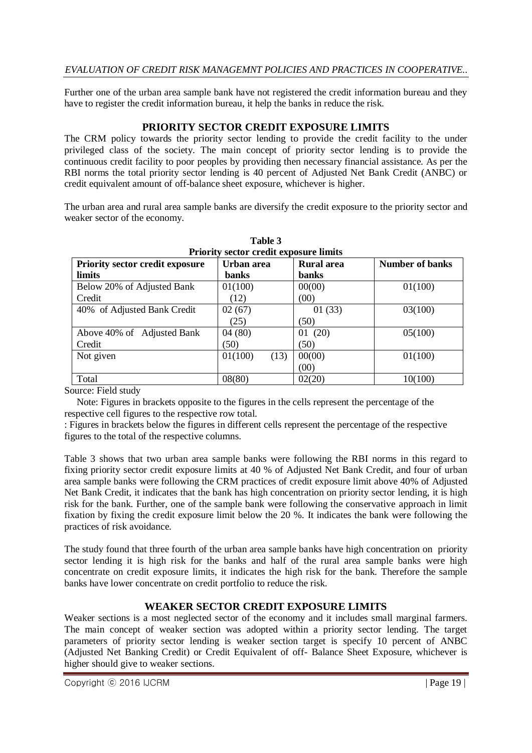Further one of the urban area sample bank have not registered the credit information bureau and they have to register the credit information bureau, it help the banks in reduce the risk.

## PRIORITY SECTOR CREDIT EXPOSURE LIMITS

The CRM policy towards the priority sector lending to provide the credit facility to the under privileged class of the society. The main concept of priority sector lending is to provide the continuous credit facility to poor peoples by providing then necessary financial assistance. As per the RBI norms the total priority sector lending is 40 percent of Adjusted Net Bank Credit (ANBC) or credit equivalent amount of off-balance sheet exposure, whichever is higher.

The urban area and rural area sample banks are diversify the credit exposure to the priority sector and weaker sector of the economy.

**Table 3**
**Priority sector credit exposure limits**

| Priority sector credit exposure limits | Urban area banks | Rural area banks | Number of banks |
|---|---|---|---|
| Below 20% of Adjusted Bank Credit | 01(100) (12) | 00(00) (00) | 01(100) |
| 40% of Adjusted Bank Credit | 02 (67) (25) | 01 (33) (50) | 03(100) |
| Above 40% of Adjusted Bank Credit | 04 (80) (50) | 01 (20) (50) | 05(100) |
| Not given | 01(100) (13) | 00(00) (00) | 01(100) |
| Total | 08(80) | 02(20) | 10(100) |

Source: Field study

Note: Figures in brackets opposite to the figures in the cells represent the percentage of the respective cell figures to the respective row total.

: Figures in brackets below the figures in different cells represent the percentage of the respective figures to the total of the respective columns.

Table 3 shows that two urban area sample banks were following the RBI norms in this regard to fixing priority sector credit exposure limits at 40 % of Adjusted Net Bank Credit, and four of urban area sample banks were following the CRM practices of credit exposure limit above 40% of Adjusted Net Bank Credit, it indicates that the bank has high concentration on priority sector lending, it is high risk for the bank. Further, one of the sample bank were following the conservative approach in limit fixation by fixing the credit exposure limit below the 20 %. It indicates the bank were following the practices of risk avoidance.

The study found that three fourth of the urban area sample banks have high concentration on priority sector lending it is high risk for the banks and half of the rural area sample banks were high concentrate on credit exposure limits, it indicates the high risk for the bank. Therefore the sample banks have lower concentrate on credit portfolio to reduce the risk.

## WEAKER SECTOR CREDIT EXPOSURE LIMITS

Weaker sections is a most neglected sector of the economy and it includes small marginal farmers. The main concept of weaker section was adopted within a priority sector lending. The target parameters of priority sector lending is weaker section target is specify 10 percent of ANBC (Adjusted Net Banking Credit) or Credit Equivalent of off- Balance Sheet Exposure, whichever is higher should give to weaker sections.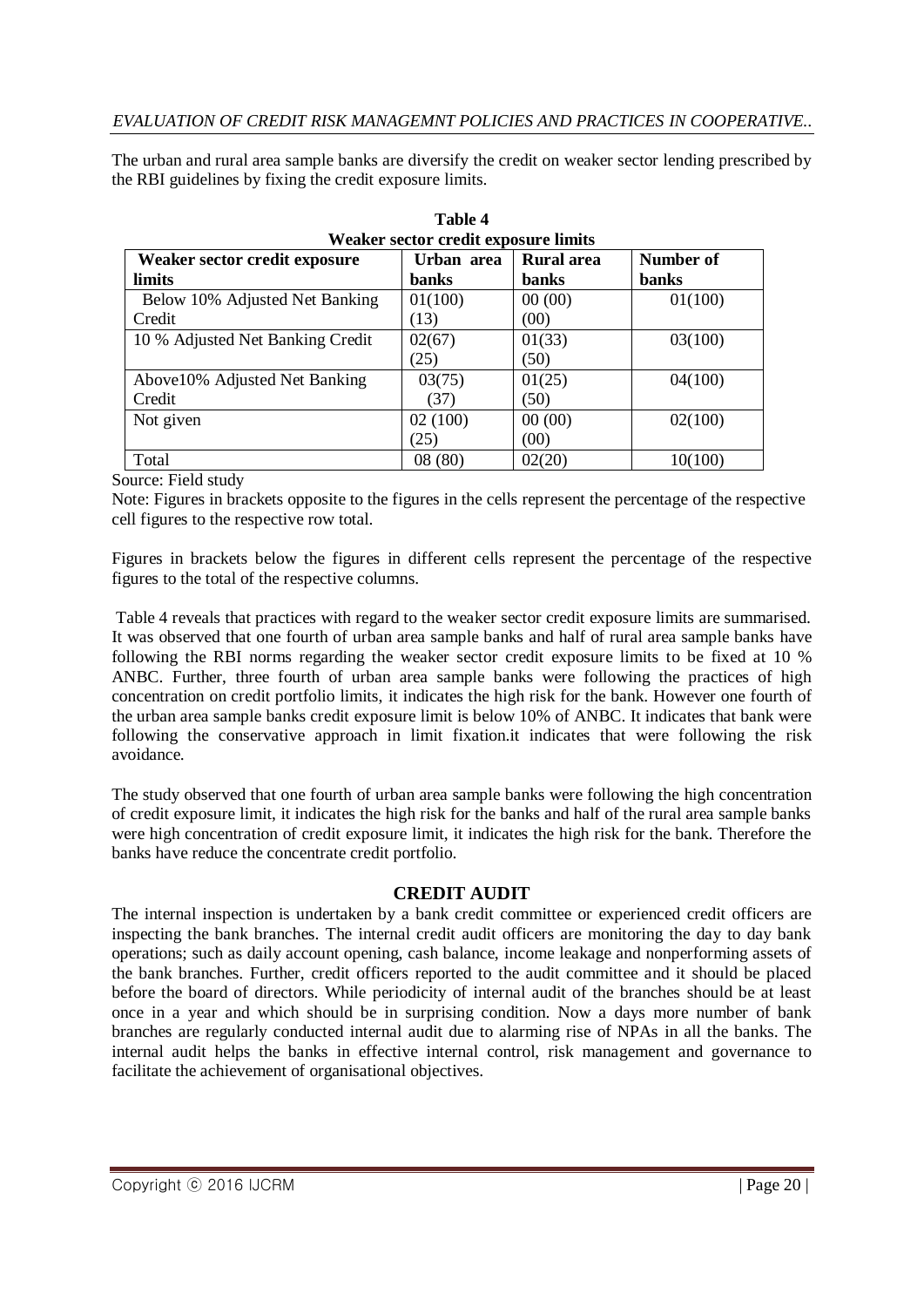The urban and rural area sample banks are diversify the credit on weaker sector lending prescribed by the RBI guidelines by fixing the credit exposure limits.

**Table 4**
**Weaker sector credit exposure limits**

| Weaker sector credit exposure limits | Urban area banks | Rural area banks | Number of banks |
|---|---|---|---|
| Below 10% Adjusted Net Banking Credit | 01(100) (13) | 00 (00) (00) | 01(100) |
| 10 % Adjusted Net Banking Credit | 02(67) (25) | 01(33) (50) | 03(100) |
| Above10% Adjusted Net Banking Credit | 03(75) (37) | 01(25) (50) | 04(100) |
| Not given | 02 (100) (25) | 00 (00) (00) | 02(100) |
| Total | 08 (80) | 02(20) | 10(100) |

Source: Field study

Note: Figures in brackets opposite to the figures in the cells represent the percentage of the respective cell figures to the respective row total.

Figures in brackets below the figures in different cells represent the percentage of the respective figures to the total of the respective columns.

Table 4 reveals that practices with regard to the weaker sector credit exposure limits are summarised. It was observed that one fourth of urban area sample banks and half of rural area sample banks have following the RBI norms regarding the weaker sector credit exposure limits to be fixed at 10 % ANBC. Further, three fourth of urban area sample banks were following the practices of high concentration on credit portfolio limits, it indicates the high risk for the bank. However one fourth of the urban area sample banks credit exposure limit is below 10% of ANBC. It indicates that bank were following the conservative approach in limit fixation.it indicates that were following the risk avoidance.

The study observed that one fourth of urban area sample banks were following the high concentration of credit exposure limit, it indicates the high risk for the banks and half of the rural area sample banks were high concentration of credit exposure limit, it indicates the high risk for the bank. Therefore the banks have reduce the concentrate credit portfolio.

## CREDIT AUDIT

The internal inspection is undertaken by a bank credit committee or experienced credit officers are inspecting the bank branches. The internal credit audit officers are monitoring the day to day bank operations; such as daily account opening, cash balance, income leakage and nonperforming assets of the bank branches. Further, credit officers reported to the audit committee and it should be placed before the board of directors. While periodicity of internal audit of the branches should be at least once in a year and which should be in surprising condition. Now a days more number of bank branches are regularly conducted internal audit due to alarming rise of NPAs in all the banks. The internal audit helps the banks in effective internal control, risk management and governance to facilitate the achievement of organisational objectives.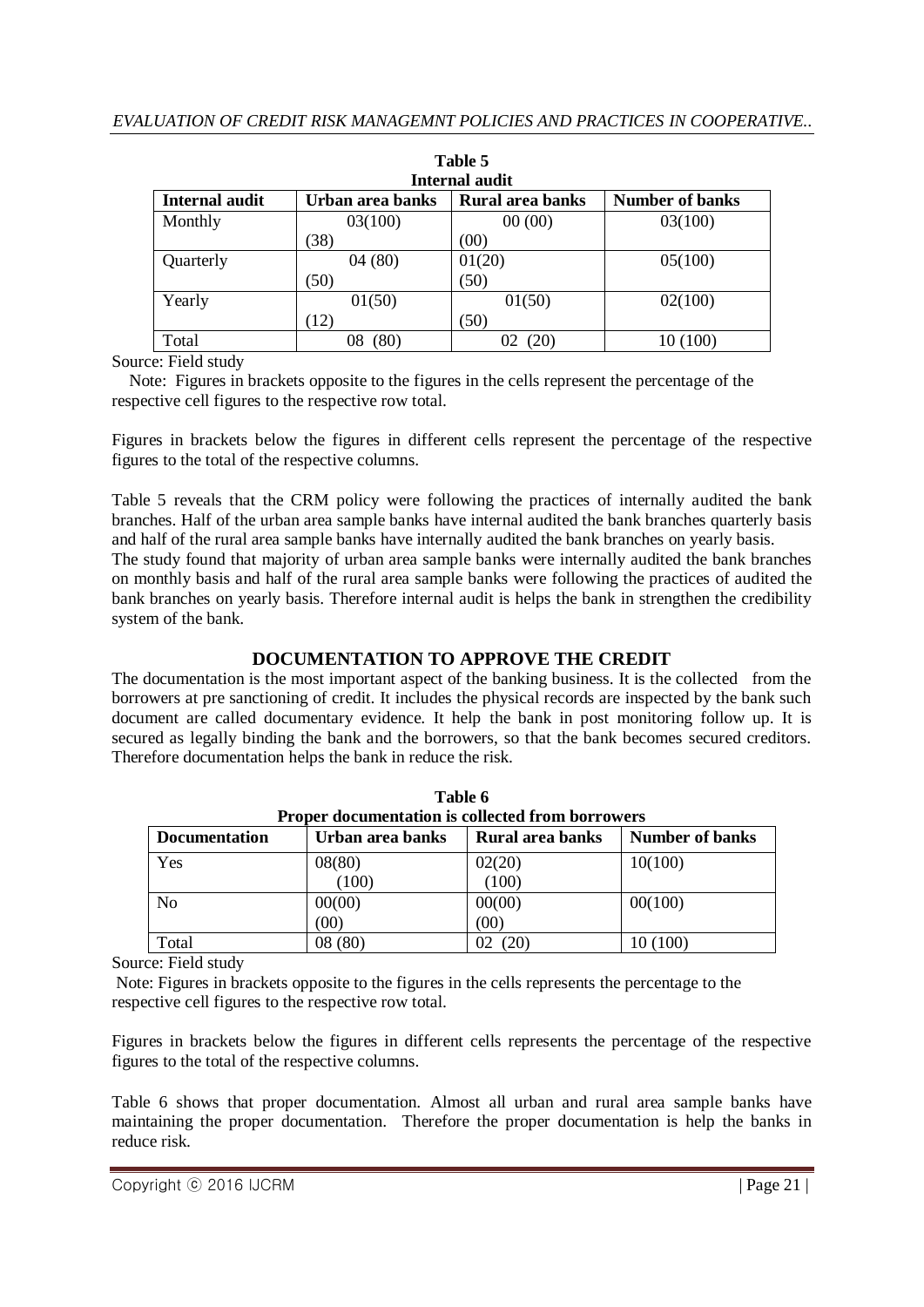**Table 5**
**Internal audit**

| Internal audit | Urban area banks | Rural area banks | Number of banks |
|---|---|---|---|
| Monthly | 03(100) (38) | 00 (00) (00) | 03(100) |
| Quarterly | 04 (80) (50) | 01(20) (50) | 05(100) |
| Yearly | 01(50) (12) | 01(50) (50) | 02(100) |
| Total | 08 (80) | 02 (20) | 10 (100) |

Source: Field study

Note: Figures in brackets opposite to the figures in the cells represent the percentage of the respective cell figures to the respective row total.

Figures in brackets below the figures in different cells represent the percentage of the respective figures to the total of the respective columns.

Table 5 reveals that the CRM policy were following the practices of internally audited the bank branches. Half of the urban area sample banks have internal audited the bank branches quarterly basis and half of the rural area sample banks have internally audited the bank branches on yearly basis.

The study found that majority of urban area sample banks were internally audited the bank branches on monthly basis and half of the rural area sample banks were following the practices of audited the bank branches on yearly basis. Therefore internal audit is helps the bank in strengthen the credibility system of the bank.

## DOCUMENTATION TO APPROVE THE CREDIT

The documentation is the most important aspect of the banking business. It is the collected from the borrowers at pre sanctioning of credit. It includes the physical records are inspected by the bank such document are called documentary evidence. It help the bank in post monitoring follow up. It is secured as legally binding the bank and the borrowers, so that the bank becomes secured creditors. Therefore documentation helps the bank in reduce the risk.

**Table 6**
**Proper documentation is collected from borrowers**

| Documentation | Urban area banks | Rural area banks | Number of banks |
|---|---|---|---|
| Yes | 08(80) (100) | 02(20) (100) | 10(100) |
| No | 00(00) (00) | 00(00) (00) | 00(100) |
| Total | 08 (80) | 02 (20) | 10 (100) |

Source: Field study

Note: Figures in brackets opposite to the figures in the cells represents the percentage to the respective cell figures to the respective row total.

Figures in brackets below the figures in different cells represents the percentage of the respective figures to the total of the respective columns.

Table 6 shows that proper documentation. Almost all urban and rural area sample banks have maintaining the proper documentation. Therefore the proper documentation is help the banks in reduce risk.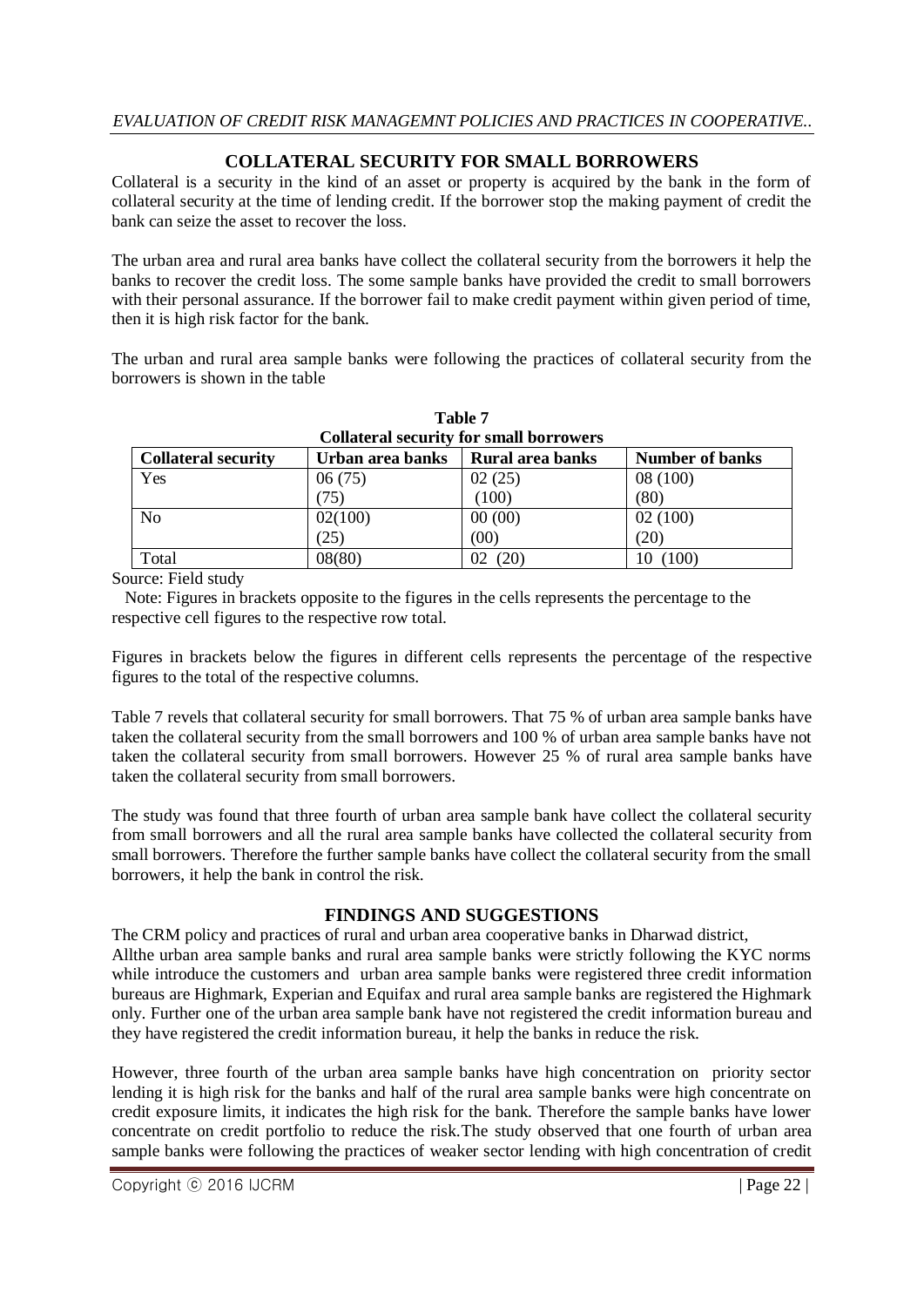## COLLATERAL SECURITY FOR SMALL BORROWERS

Collateral is a security in the kind of an asset or property is acquired by the bank in the form of collateral security at the time of lending credit. If the borrower stop the making payment of credit the bank can seize the asset to recover the loss.

The urban area and rural area banks have collect the collateral security from the borrowers it help the banks to recover the credit loss. The some sample banks have provided the credit to small borrowers with their personal assurance. If the borrower fail to make credit payment within given period of time, then it is high risk factor for the bank.

The urban and rural area sample banks were following the practices of collateral security from the borrowers is shown in the table

**Table 7**
**Collateral security for small borrowers**

| Collateral security | Urban area banks | Rural area banks | Number of banks |
|---|---|---|---|
| Yes | 06 (75)<br>(75) | 02 (25)<br>(100) | 08 (100)<br>(80) |
| No | 02(100)<br>(25) | 00 (00)<br>(00) | 02 (100)<br>(20) |
| Total | 08(80) | 02 (20) | 10 (100) |

Source: Field study

Note: Figures in brackets opposite to the figures in the cells represents the percentage to the respective cell figures to the respective row total.

Figures in brackets below the figures in different cells represents the percentage of the respective figures to the total of the respective columns.

Table 7 revels that collateral security for small borrowers. That 75 % of urban area sample banks have taken the collateral security from the small borrowers and 100 % of urban area sample banks have not taken the collateral security from small borrowers. However 25 % of rural area sample banks have taken the collateral security from small borrowers.

The study was found that three fourth of urban area sample bank have collect the collateral security from small borrowers and all the rural area sample banks have collected the collateral security from small borrowers. Therefore the further sample banks have collect the collateral security from the small borrowers, it help the bank in control the risk.

## FINDINGS AND SUGGESTIONS

The CRM policy and practices of rural and urban area cooperative banks in Dharwad district,
Allthe urban area sample banks and rural area sample banks were strictly following the KYC norms while introduce the customers and urban area sample banks were registered three credit information bureaus are Highmark, Experian and Equifax and rural area sample banks are registered the Highmark only. Further one of the urban area sample bank have not registered the credit information bureau and they have registered the credit information bureau, it help the banks in reduce the risk.

However, three fourth of the urban area sample banks have high concentration on priority sector lending it is high risk for the banks and half of the rural area sample banks were high concentrate on credit exposure limits, it indicates the high risk for the bank. Therefore the sample banks have lower concentrate on credit portfolio to reduce the risk.The study observed that one fourth of urban area sample banks were following the practices of weaker sector lending with high concentration of credit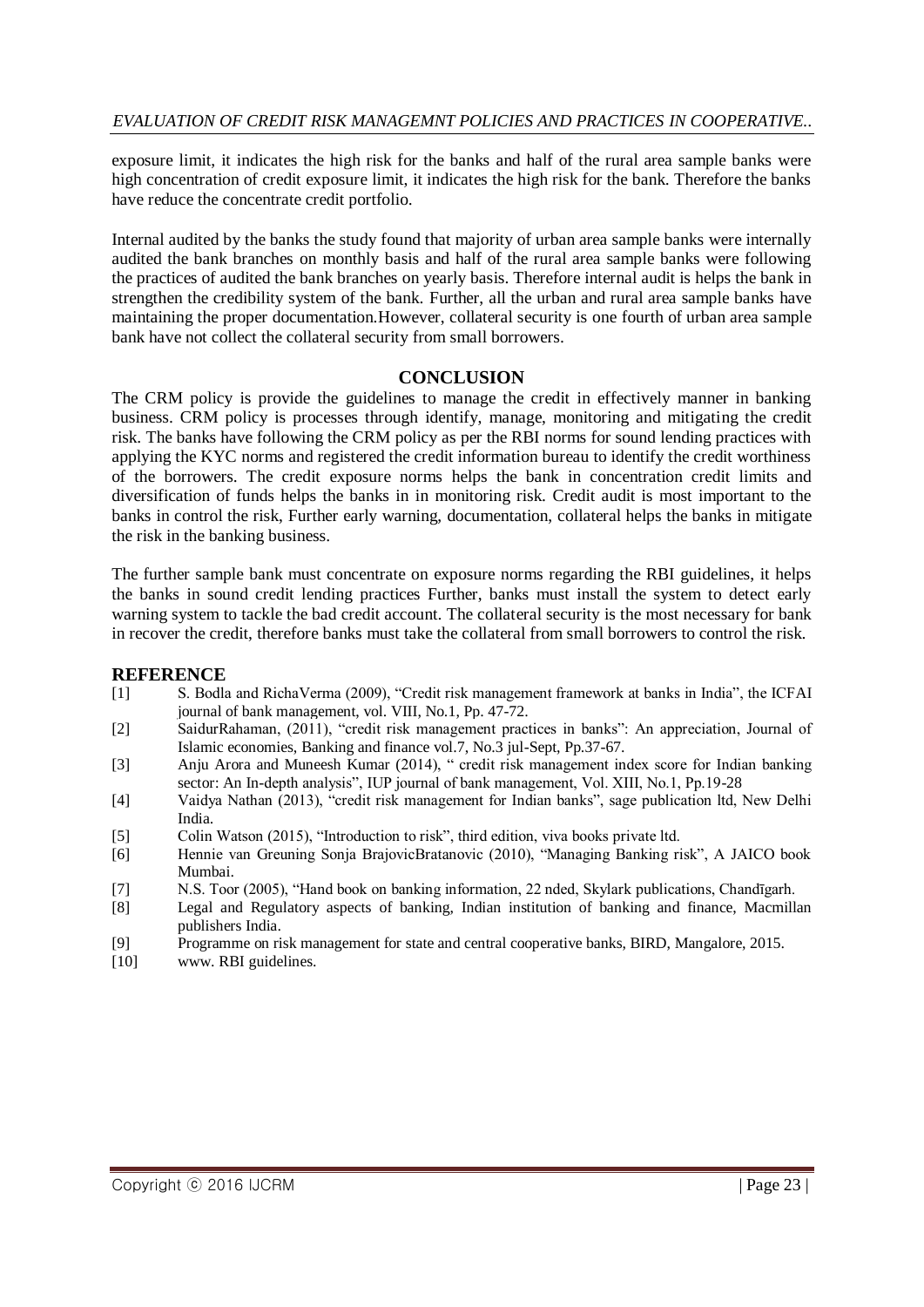exposure limit, it indicates the high risk for the banks and half of the rural area sample banks were high concentration of credit exposure limit, it indicates the high risk for the bank. Therefore the banks have reduce the concentrate credit portfolio.

Internal audited by the banks the study found that majority of urban area sample banks were internally audited the bank branches on monthly basis and half of the rural area sample banks were following the practices of audited the bank branches on yearly basis. Therefore internal audit is helps the bank in strengthen the credibility system of the bank. Further, all the urban and rural area sample banks have maintaining the proper documentation.However, collateral security is one fourth of urban area sample bank have not collect the collateral security from small borrowers.

## CONCLUSION

The CRM policy is provide the guidelines to manage the credit in effectively manner in banking business. CRM policy is processes through identify, manage, monitoring and mitigating the credit risk. The banks have following the CRM policy as per the RBI norms for sound lending practices with applying the KYC norms and registered the credit information bureau to identify the credit worthiness of the borrowers. The credit exposure norms helps the bank in concentration credit limits and diversification of funds helps the banks in in monitoring risk. Credit audit is most important to the banks in control the risk, Further early warning, documentation, collateral helps the banks in mitigate the risk in the banking business.

The further sample bank must concentrate on exposure norms regarding the RBI guidelines, it helps the banks in sound credit lending practices Further, banks must install the system to detect early warning system to tackle the bad credit account. The collateral security is the most necessary for bank in recover the credit, therefore banks must take the collateral from small borrowers to control the risk.

## REFERENCE

[1] S. Bodla and RichaVerma (2009), "Credit risk management framework at banks in India", the ICFAI journal of bank management, vol. VIII, No.1, Pp. 47-72.

[2] SaidurRahaman, (2011), "credit risk management practices in banks": An appreciation, Journal of Islamic economies, Banking and finance vol.7, No.3 jul-Sept, Pp.37-67.

[3] Anju Arora and Muneesh Kumar (2014), " credit risk management index score for Indian banking sector: An In-depth analysis", IUP journal of bank management, Vol. XIII, No.1, Pp.19-28

[4] Vaidya Nathan (2013), "credit risk management for Indian banks", sage publication ltd, New Delhi India.

[5] Colin Watson (2015), "Introduction to risk", third edition, viva books private ltd.

[6] Hennie van Greuning Sonja BrajovicBratanovic (2010), "Managing Banking risk", A JAICO book Mumbai.

[7] N.S. Toor (2005), "Hand book on banking information, 22 nded, Skylark publications, Chandīgarh.

[8] Legal and Regulatory aspects of banking, Indian institution of banking and finance, Macmillan publishers India.

[9] Programme on risk management for state and central cooperative banks, BIRD, Mangalore, 2015.

[10] www. RBI guidelines.